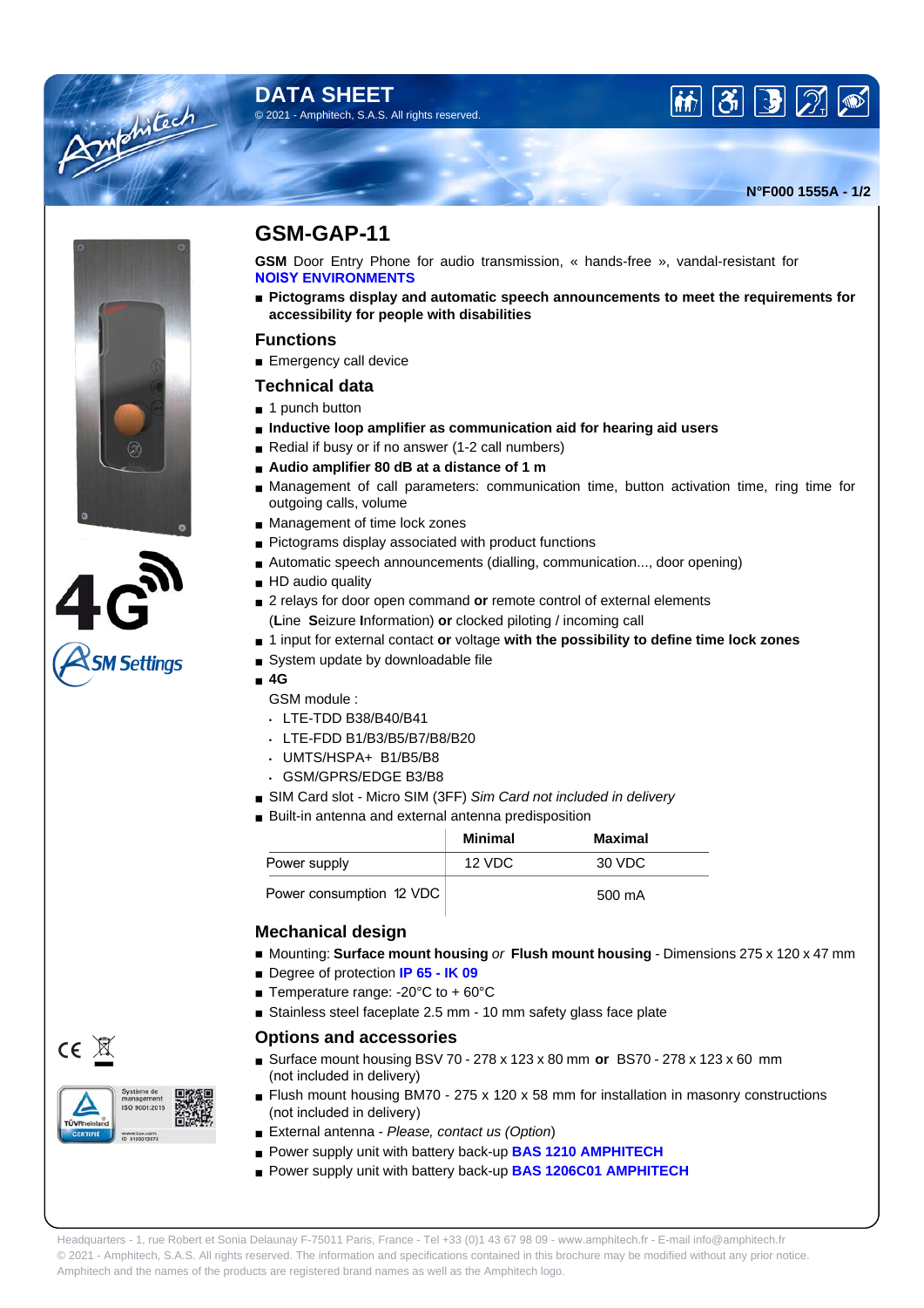# DATA SHEET

© 2021 - Amphitech, S.A.S. All rights reserved.

N°F000 1555A - 1/2

4G

GSM Settings

## GSM-GAP-11

**GSM** Door Entry Phone for audio transmission, « hands-free », vandal-resistant for **NOISY ENVIRONMENTS**

- **Pictograms display and automatic speech announcements to meet the requirements for accessibility for people with disabilities**

### Functions

- Emergency call device

### Technical data

- 1 punch button
- **Inductive loop amplifier as communication aid for hearing aid users**
- Redial if busy or if no answer (1-2 call numbers)
- **Audio amplifier 80 dB at a distance of 1 m**
- Management of call parameters: communication time, button activation time, ring time for outgoing calls, volume
- Management of time lock zones
- Pictograms display associated with product functions
- Automatic speech announcements (dialling, communication..., door opening)
- HD audio quality
- 2 relays for door open command **or** remote control of external elements (**L**ine **S**eizure **I**nformation) **or** clocked piloting / incoming call
- 1 input for external contact **or** voltage **with the possibility to define time lock zones**
- System update by downloadable file
- **4G**

  GSM module :
  - LTE-TDD B38/B40/B41
  - LTE-FDD B1/B3/B5/B7/B8/B20
  - UMTS/HSPA+ B1/B5/B8
  - GSM/GPRS/EDGE B3/B8
- SIM Card slot - Micro SIM (3FF) *Sim Card not included in delivery*
- Built-in antenna and external antenna predisposition

| | Minimal | Maximal |
|---|---|---|
| Power supply | 12 VDC | 30 VDC |
| Power consumption 12 VDC | | 500 mA |

### Mechanical design

- Mounting: **Surface mount housing** *or* **Flush mount housing** - Dimensions 275 x 120 x 47 mm
- Degree of protection **IP 65 - IK 09**
- Temperature range: -20°C to + 60°C
- Stainless steel faceplate 2.5 mm - 10 mm safety glass face plate

### Options and accessories

- Surface mount housing BSV 70 - 278 x 123 x 80 mm **or** BS70 - 278 x 123 x 60 mm (not included in delivery)
- Flush mount housing BM70 - 275 x 120 x 58 mm for installation in masonry constructions (not included in delivery)
- External antenna - *Please, contact us (Option)*
- Power supply unit with battery back-up **BAS 1210 AMPHITECH**
- Power supply unit with battery back-up **BAS 1206C01 AMPHITECH**

Système de management ISO 9001:2015

TÜVRheinland CERTIFIE

www.tuv.com ID 9105013873

Headquarters - 1, rue Robert et Sonia Delaunay F-75011 Paris, France - Tel +33 (0)1 43 67 98 09 - www.amphitech.fr - E-mail info@amphitech.fr
© 2021 - Amphitech, S.A.S. All rights reserved. The information and specifications contained in this brochure may be modified without any prior notice.
Amphitech and the names of the products are registered brand names as well as the Amphitech logo.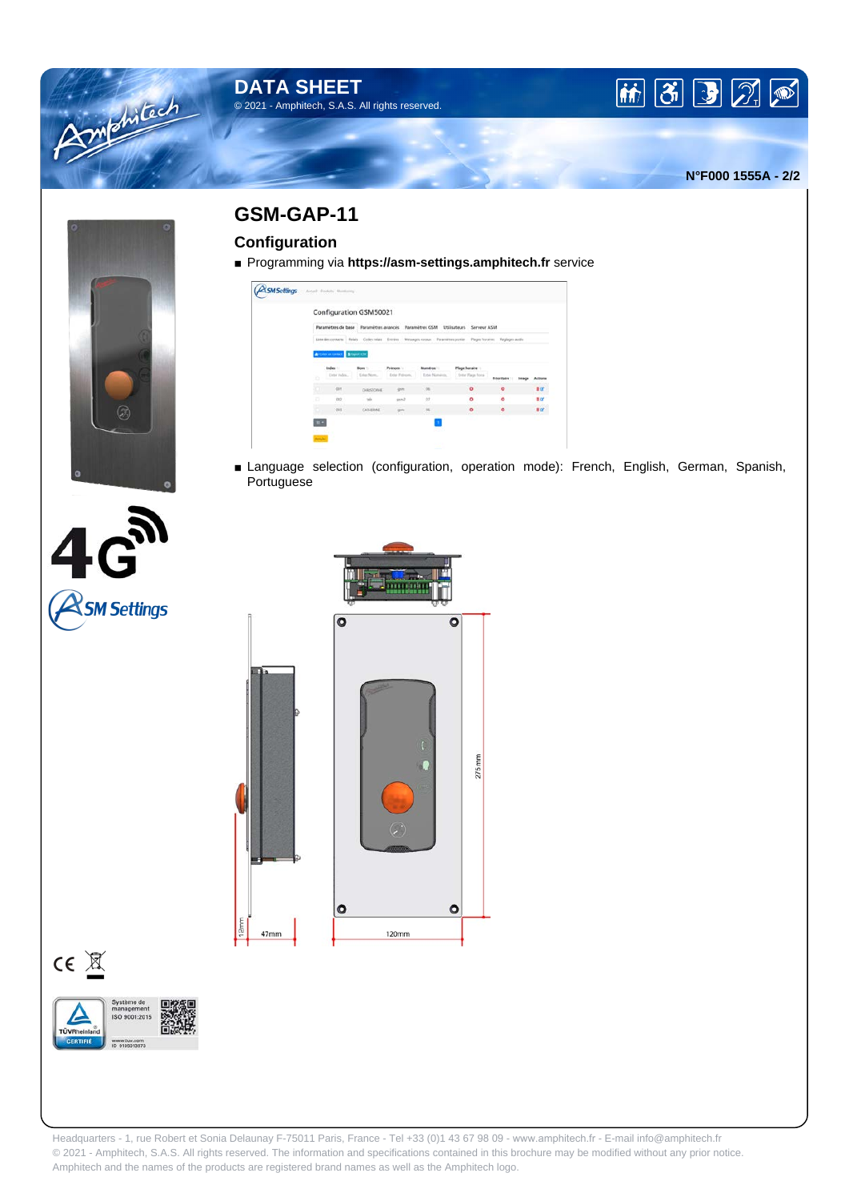# GSM-GAP-11

## Configuration

- Programming via **https://asm-settings.amphitech.fr** service

- Language selection (configuration, operation mode): French, English, German, Spanish, Portuguese

47mm

120mm

275 mm

12mm

Headquarters - 1, rue Robert et Sonia Delaunay F-75011 Paris, France - Tel +33 (0)1 43 67 98 09 - www.amphitech.fr - E-mail info@amphitech.fr
© 2021 - Amphitech, S.A.S. All rights reserved. The information and specifications contained in this brochure may be modified without any prior notice.
Amphitech and the names of the products are registered brand names as well as the Amphitech logo.